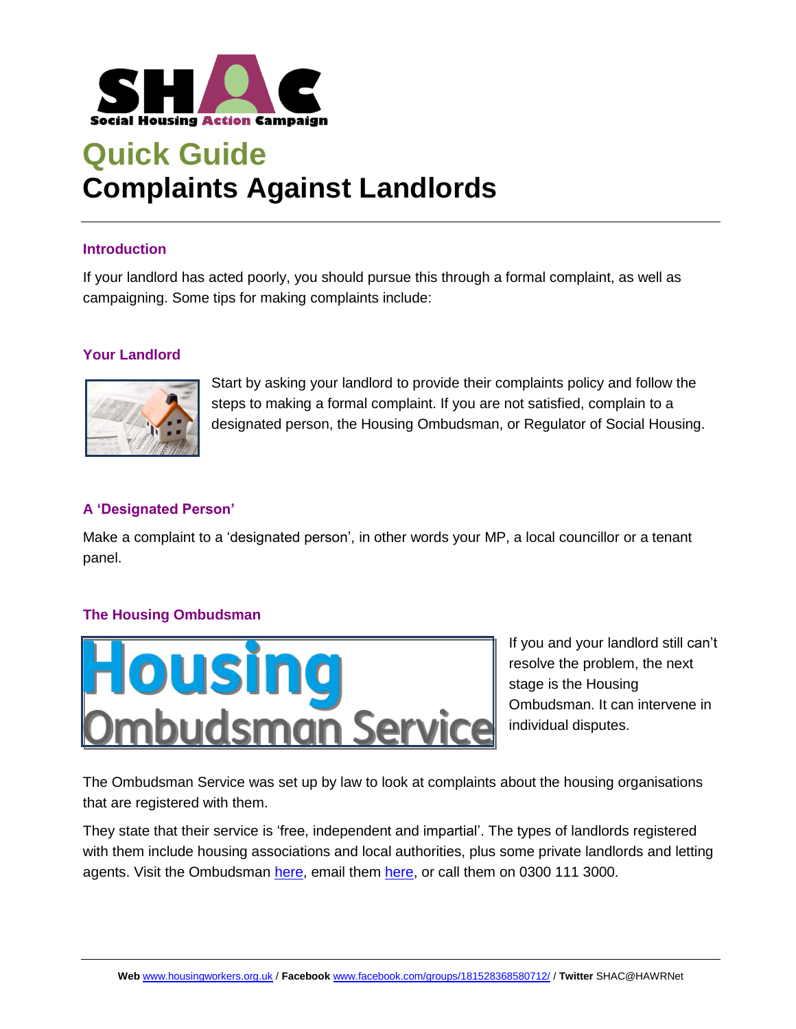# Quick Guide

# Complaints Against Landlords

## Introduction

If your landlord has acted poorly, you should pursue this through a formal complaint, as well as campaigning. Some tips for making complaints include:

## Your Landlord

Start by asking your landlord to provide their complaints policy and follow the steps to making a formal complaint. If you are not satisfied, complain to a designated person, the Housing Ombudsman, or Regulator of Social Housing.

## A 'Designated Person'

Make a complaint to a 'designated person', in other words your MP, a local councillor or a tenant panel.

## The Housing Ombudsman

If you and your landlord still can't resolve the problem, the next stage is the Housing Ombudsman. It can intervene in individual disputes.

The Ombudsman Service was set up by law to look at complaints about the housing organisations that are registered with them.

They state that their service is 'free, independent and impartial'. The types of landlords registered with them include housing associations and local authorities, plus some private landlords and letting agents. Visit the Ombudsman here, email them here, or call them on 0300 111 3000.

**Web** www.housingworkers.org.uk / **Facebook** www.facebook.com/groups/181528368580712/ / **Twitter** SHAC@HAWRNet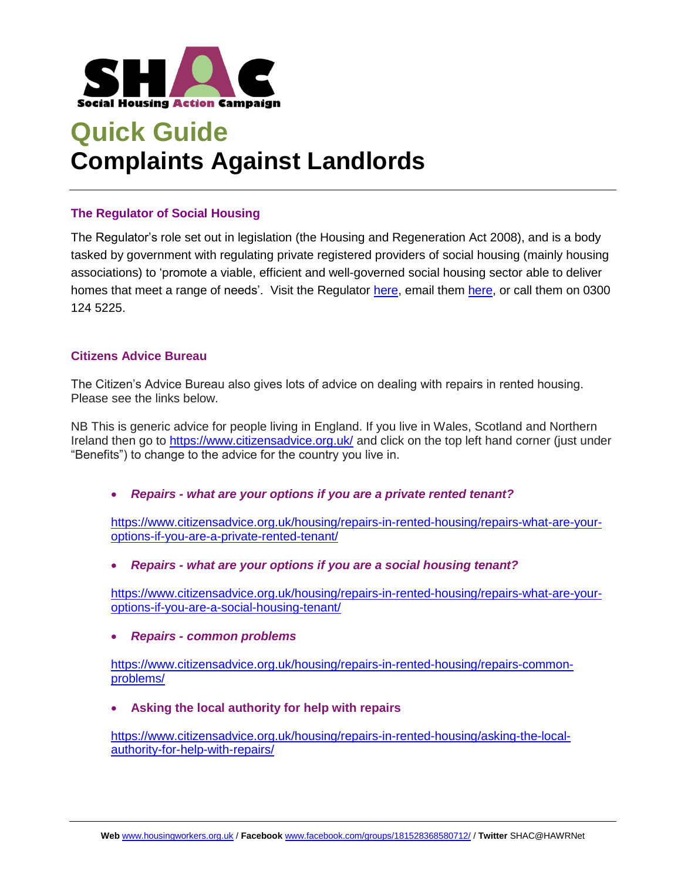# Quick Guide
# Complaints Against Landlords

## The Regulator of Social Housing

The Regulator's role set out in legislation (the Housing and Regeneration Act 2008), and is a body tasked by government with regulating private registered providers of social housing (mainly housing associations) to 'promote a viable, efficient and well-governed social housing sector able to deliver homes that meet a range of needs'. Visit the Regulator here, email them here, or call them on 0300 124 5225.

## Citizens Advice Bureau

The Citizen's Advice Bureau also gives lots of advice on dealing with repairs in rented housing. Please see the links below.

NB This is generic advice for people living in England. If you live in Wales, Scotland and Northern Ireland then go to https://www.citizensadvice.org.uk/ and click on the top left hand corner (just under "Benefits") to change to the advice for the country you live in.

- ***Repairs - what are your options if you are a private rented tenant?***

  https://www.citizensadvice.org.uk/housing/repairs-in-rented-housing/repairs-what-are-your-options-if-you-are-a-private-rented-tenant/

- ***Repairs - what are your options if you are a social housing tenant?***

  https://www.citizensadvice.org.uk/housing/repairs-in-rented-housing/repairs-what-are-your-options-if-you-are-a-social-housing-tenant/

- ***Repairs - common problems***

  https://www.citizensadvice.org.uk/housing/repairs-in-rented-housing/repairs-common-problems/

- **Asking the local authority for help with repairs**

  https://www.citizensadvice.org.uk/housing/repairs-in-rented-housing/asking-the-local-authority-for-help-with-repairs/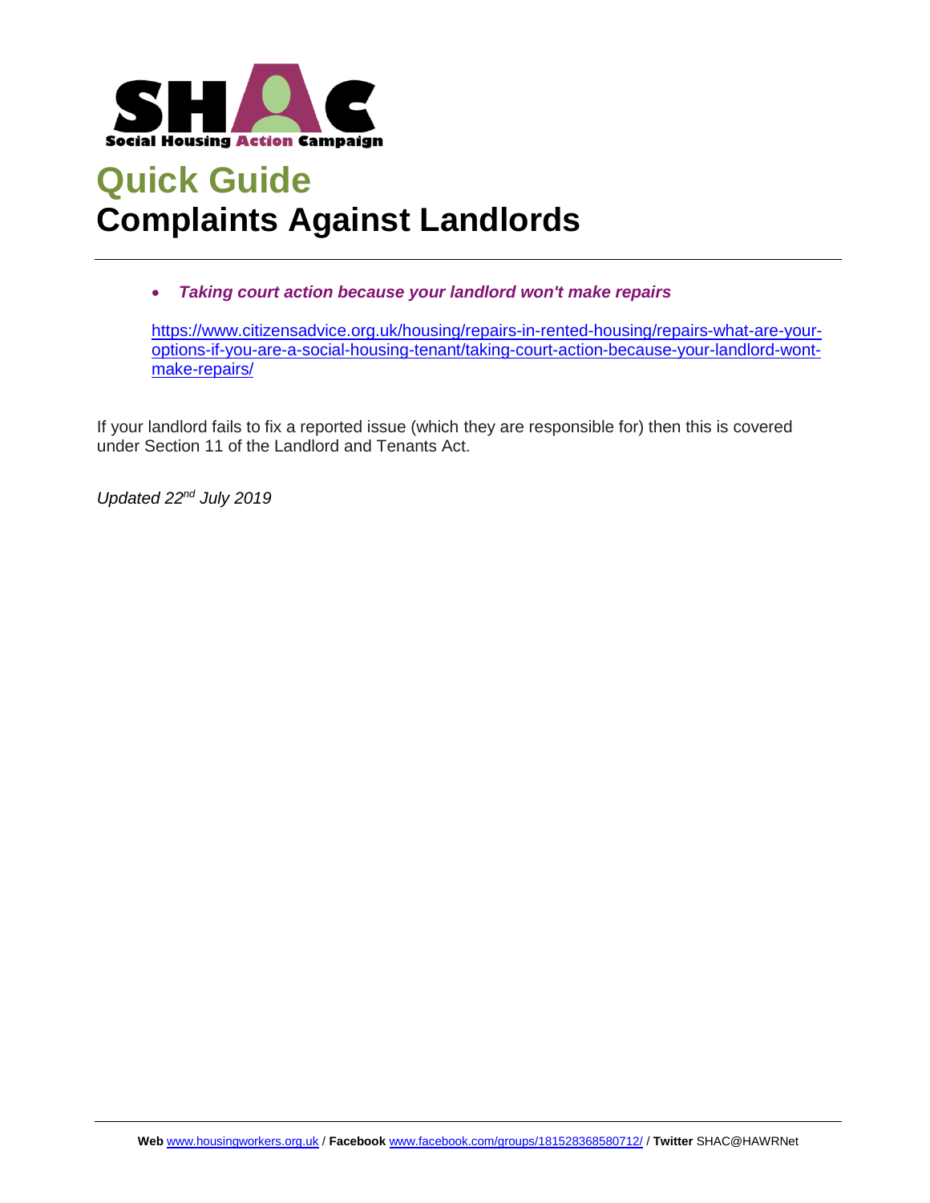SHAC
**Social Housing Action Campaign**

# Quick Guide
# Complaints Against Landlords

- ***Taking court action because your landlord won't make repairs***

  https://www.citizensadvice.org.uk/housing/repairs-in-rented-housing/repairs-what-are-your-options-if-you-are-a-social-housing-tenant/taking-court-action-because-your-landlord-wont-make-repairs/

If your landlord fails to fix a reported issue (which they are responsible for) then this is covered under Section 11 of the Landlord and Tenants Act.

*Updated 22nd July 2019*

**Web** www.housingworkers.org.uk / **Facebook** www.facebook.com/groups/181528368580712/ / **Twitter** SHAC@HAWRNet